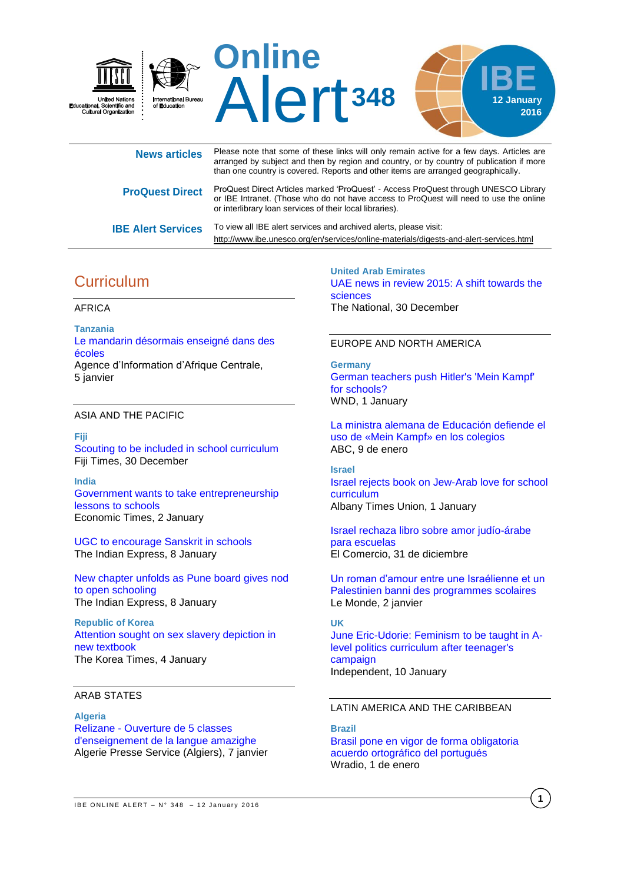# Online Alert 348

**IBE**
**12 January 2016**

United Nations Educational, Scientific and Cultural Organization
International Bureau of Education

**News articles** Please note that some of these links will only remain active for a few days. Articles are arranged by subject and then by region and country, or by country of publication if more than one country is covered. Reports and other items are arranged geographically.

**ProQuest Direct** ProQuest Direct Articles marked 'ProQuest' - Access ProQuest through UNESCO Library or IBE Intranet. (Those who do not have access to ProQuest will need to use the online or interlibrary loan services of their local libraries).

**IBE Alert Services** To view all IBE alert services and archived alerts, please visit: http://www.ibe.unesco.org/en/services/online-materials/digests-and-alert-services.html

## Curriculum

### AFRICA

**Tanzania**

Le mandarin désormais enseigné dans des écoles
Agence d'Information d'Afrique Centrale, 5 janvier

### ASIA AND THE PACIFIC

**Fiji**

Scouting to be included in school curriculum
Fiji Times, 30 December

**India**

Government wants to take entrepreneurship lessons to schools
Economic Times, 2 January

UGC to encourage Sanskrit in schools
The Indian Express, 8 January

New chapter unfolds as Pune board gives nod to open schooling
The Indian Express, 8 January

**Republic of Korea**

Attention sought on sex slavery depiction in new textbook
The Korea Times, 4 January

### ARAB STATES

**Algeria**

Relizane - Ouverture de 5 classes d'enseignement de la langue amazighe
Algerie Presse Service (Algiers), 7 janvier

**United Arab Emirates**

UAE news in review 2015: A shift towards the sciences
The National, 30 December

### EUROPE AND NORTH AMERICA

**Germany**

German teachers push Hitler's 'Mein Kampf' for schools?
WND, 1 January

La ministra alemana de Educación defiende el uso de «Mein Kampf» en los colegios
ABC, 9 de enero

**Israel**

Israel rejects book on Jew-Arab love for school curriculum
Albany Times Union, 1 January

Israel rechaza libro sobre amor judío-árabe para escuelas
El Comercio, 31 de diciembre

Un roman d'amour entre une Israélienne et un Palestinien banni des programmes scolaires
Le Monde, 2 janvier

**UK**

June Eric-Udorie: Feminism to be taught in A-level politics curriculum after teenager's campaign
Independent, 10 January

### LATIN AMERICA AND THE CARIBBEAN

**Brazil**

Brasil pone en vigor de forma obligatoria acuerdo ortográfico del portugués
Wradio, 1 de enero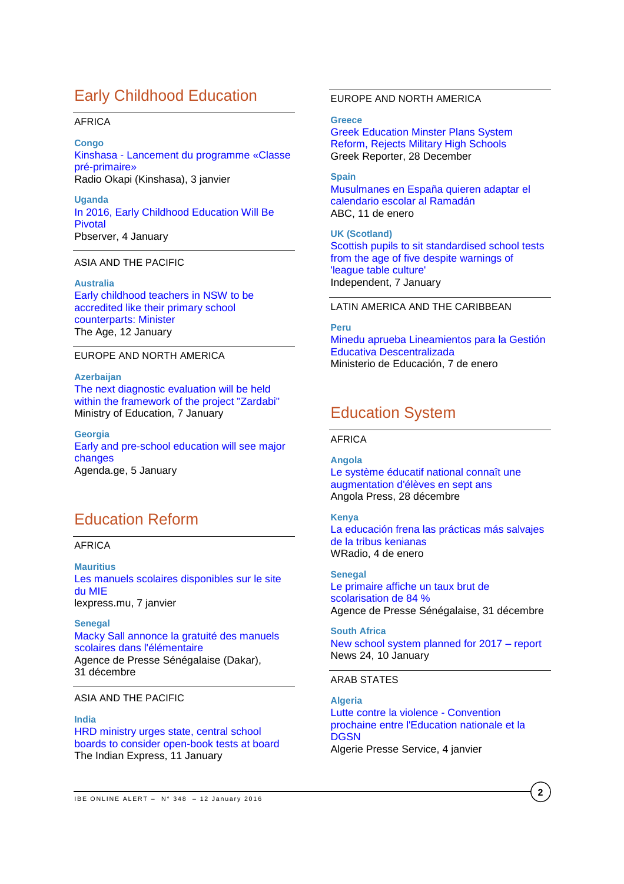# Early Childhood Education

AFRICA

**Congo**
Kinshasa - Lancement du programme «Classe pré-primaire»
Radio Okapi (Kinshasa), 3 janvier

**Uganda**
In 2016, Early Childhood Education Will Be Pivotal
Pbserver, 4 January

ASIA AND THE PACIFIC

**Australia**
Early childhood teachers in NSW to be accredited like their primary school counterparts: Minister
The Age, 12 January

EUROPE AND NORTH AMERICA

**Azerbaijan**
The next diagnostic evaluation will be held within the framework of the project "Zardabi"
Ministry of Education, 7 January

**Georgia**
Early and pre-school education will see major changes
Agenda.ge, 5 January

# Education Reform

AFRICA

**Mauritius**
Les manuels scolaires disponibles sur le site du MIE
lexpress.mu, 7 janvier

**Senegal**
Macky Sall annonce la gratuité des manuels scolaires dans l'élémentaire
Agence de Presse Sénégalaise (Dakar), 31 décembre

ASIA AND THE PACIFIC

**India**
HRD ministry urges state, central school boards to consider open-book tests at board
The Indian Express, 11 January

EUROPE AND NORTH AMERICA

**Greece**
Greek Education Minster Plans System Reform, Rejects Military High Schools
Greek Reporter, 28 December

**Spain**
Musulmanes en España quieren adaptar el calendario escolar al Ramadán
ABC, 11 de enero

**UK (Scotland)**
Scottish pupils to sit standardised school tests from the age of five despite warnings of 'league table culture'
Independent, 7 January

LATIN AMERICA AND THE CARIBBEAN

**Peru**
Minedu aprueba Lineamientos para la Gestión Educativa Descentralizada
Ministerio de Educación, 7 de enero

# Education System

AFRICA

**Angola**
Le système éducatif national connaît une augmentation d'élèves en sept ans
Angola Press, 28 décembre

**Kenya**
La educación frena las prácticas más salvajes de la tribus kenianas
WRadio, 4 de enero

**Senegal**
Le primaire affiche un taux brut de scolarisation de 84 %
Agence de Presse Sénégalaise, 31 décembre

**South Africa**
New school system planned for 2017 – report
News 24, 10 January

ARAB STATES

**Algeria**
Lutte contre la violence - Convention prochaine entre l'Education nationale et la DGSN
Algerie Presse Service, 4 janvier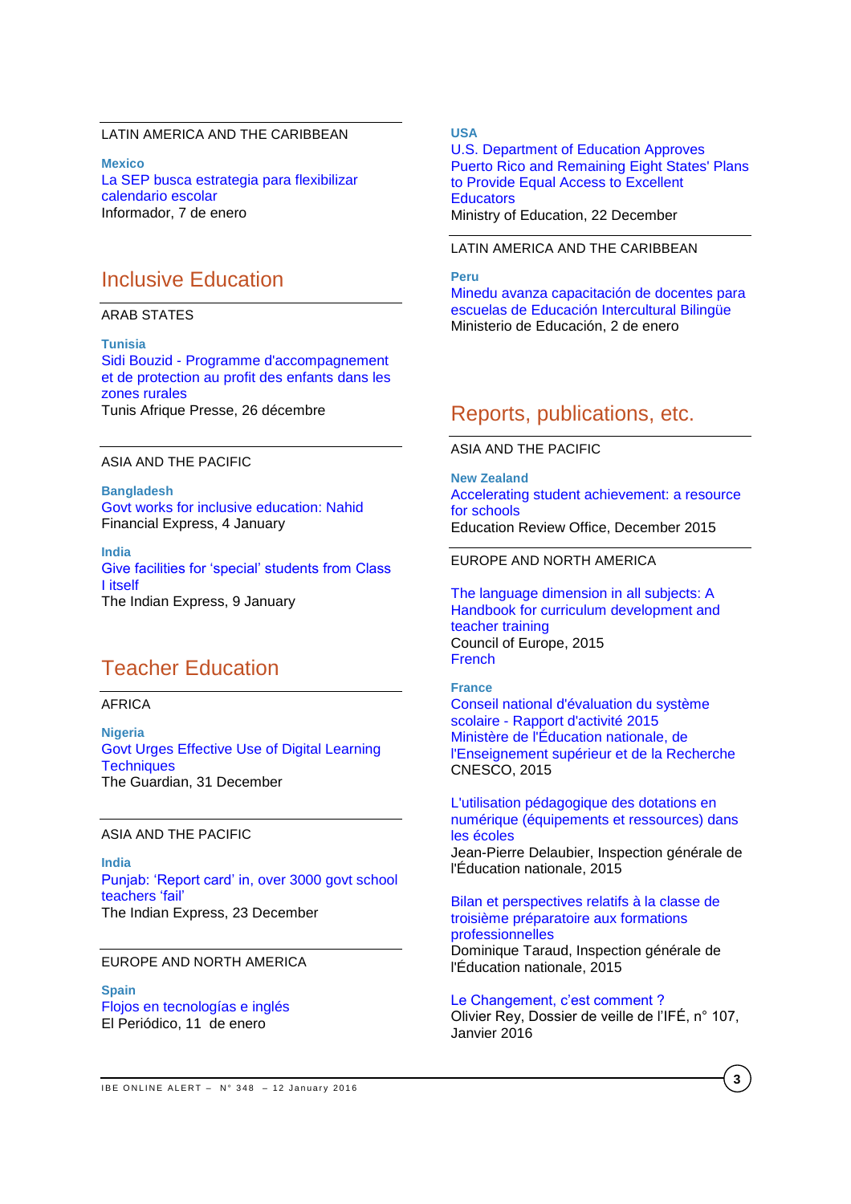LATIN AMERICA AND THE CARIBBEAN

**Mexico**
La SEP busca estrategia para flexibilizar calendario escolar
Informador, 7 de enero

## Inclusive Education

ARAB STATES

**Tunisia**
Sidi Bouzid - Programme d'accompagnement et de protection au profit des enfants dans les zones rurales
Tunis Afrique Presse, 26 décembre

ASIA AND THE PACIFIC

**Bangladesh**
Govt works for inclusive education: Nahid
Financial Express, 4 January

**India**
Give facilities for 'special' students from Class I itself
The Indian Express, 9 January

## Teacher Education

AFRICA

**Nigeria**
Govt Urges Effective Use of Digital Learning Techniques
The Guardian, 31 December

ASIA AND THE PACIFIC

**India**
Punjab: 'Report card' in, over 3000 govt school teachers 'fail'
The Indian Express, 23 December

EUROPE AND NORTH AMERICA

**Spain**
Flojos en tecnologías e inglés
El Periódico, 11 de enero

**USA**
U.S. Department of Education Approves Puerto Rico and Remaining Eight States' Plans to Provide Equal Access to Excellent Educators
Ministry of Education, 22 December

LATIN AMERICA AND THE CARIBBEAN

**Peru**
Minedu avanza capacitación de docentes para escuelas de Educación Intercultural Bilingüe
Ministerio de Educación, 2 de enero

## Reports, publications, etc.

ASIA AND THE PACIFIC

**New Zealand**
Accelerating student achievement: a resource for schools
Education Review Office, December 2015

EUROPE AND NORTH AMERICA

The language dimension in all subjects: A Handbook for curriculum development and teacher training
Council of Europe, 2015
French

**France**
Conseil national d'évaluation du système scolaire - Rapport d'activité 2015
Ministère de l'Éducation nationale, de l'Enseignement supérieur et de la Recherche
CNESCO, 2015

L'utilisation pédagogique des dotations en numérique (équipements et ressources) dans les écoles
Jean-Pierre Delaubier, Inspection générale de l'Éducation nationale, 2015

Bilan et perspectives relatifs à la classe de troisième préparatoire aux formations professionnelles
Dominique Taraud, Inspection générale de l'Éducation nationale, 2015

Le Changement, c'est comment ?
Olivier Rey, Dossier de veille de l'IFÉ, n° 107, Janvier 2016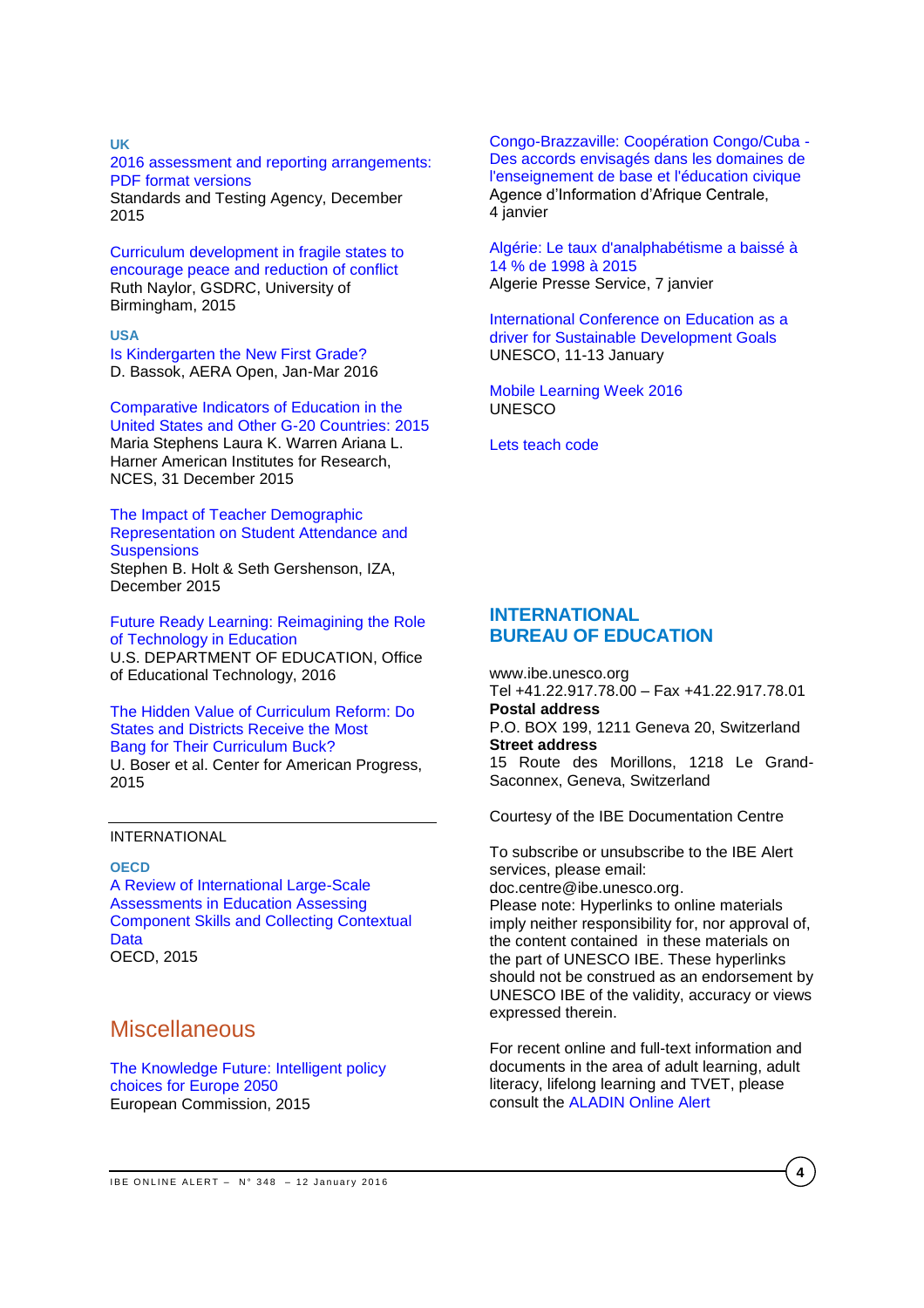**UK**

2016 assessment and reporting arrangements: PDF format versions
Standards and Testing Agency, December 2015

Curriculum development in fragile states to encourage peace and reduction of conflict
Ruth Naylor, GSDRC, University of Birmingham, 2015

**USA**

Is Kindergarten the New First Grade?
D. Bassok, AERA Open, Jan-Mar 2016

Comparative Indicators of Education in the United States and Other G-20 Countries: 2015
Maria Stephens Laura K. Warren Ariana L. Harner American Institutes for Research, NCES, 31 December 2015

The Impact of Teacher Demographic Representation on Student Attendance and Suspensions
Stephen B. Holt & Seth Gershenson, IZA, December 2015

Future Ready Learning: Reimagining the Role of Technology in Education
U.S. DEPARTMENT OF EDUCATION, Office of Educational Technology, 2016

The Hidden Value of Curriculum Reform: Do States and Districts Receive the Most Bang for Their Curriculum Buck?
U. Boser et al. Center for American Progress, 2015

---

INTERNATIONAL

**OECD**

A Review of International Large-Scale Assessments in Education Assessing Component Skills and Collecting Contextual Data
OECD, 2015

## Miscellaneous

The Knowledge Future: Intelligent policy choices for Europe 2050
European Commission, 2015

Congo-Brazzaville: Coopération Congo/Cuba - Des accords envisagés dans les domaines de l'enseignement de base et l'éducation civique
Agence d'Information d'Afrique Centrale, 4 janvier

Algérie: Le taux d'analphabétisme a baissé à 14 % de 1998 à 2015
Algerie Presse Service, 7 janvier

International Conference on Education as a driver for Sustainable Development Goals
UNESCO, 11-13 January

Mobile Learning Week 2016
UNESCO

Lets teach code

## INTERNATIONAL BUREAU OF EDUCATION

www.ibe.unesco.org
Tel +41.22.917.78.00 – Fax +41.22.917.78.01
**Postal address**
P.O. BOX 199, 1211 Geneva 20, Switzerland
**Street address**
15 Route des Morillons, 1218 Le Grand-Saconnex, Geneva, Switzerland

Courtesy of the IBE Documentation Centre

To subscribe or unsubscribe to the IBE Alert services, please email:
doc.centre@ibe.unesco.org.
Please note: Hyperlinks to online materials imply neither responsibility for, nor approval of, the content contained in these materials on the part of UNESCO IBE. These hyperlinks should not be construed as an endorsement by UNESCO IBE of the validity, accuracy or views expressed therein.

For recent online and full-text information and documents in the area of adult learning, adult literacy, lifelong learning and TVET, please consult the ALADIN Online Alert